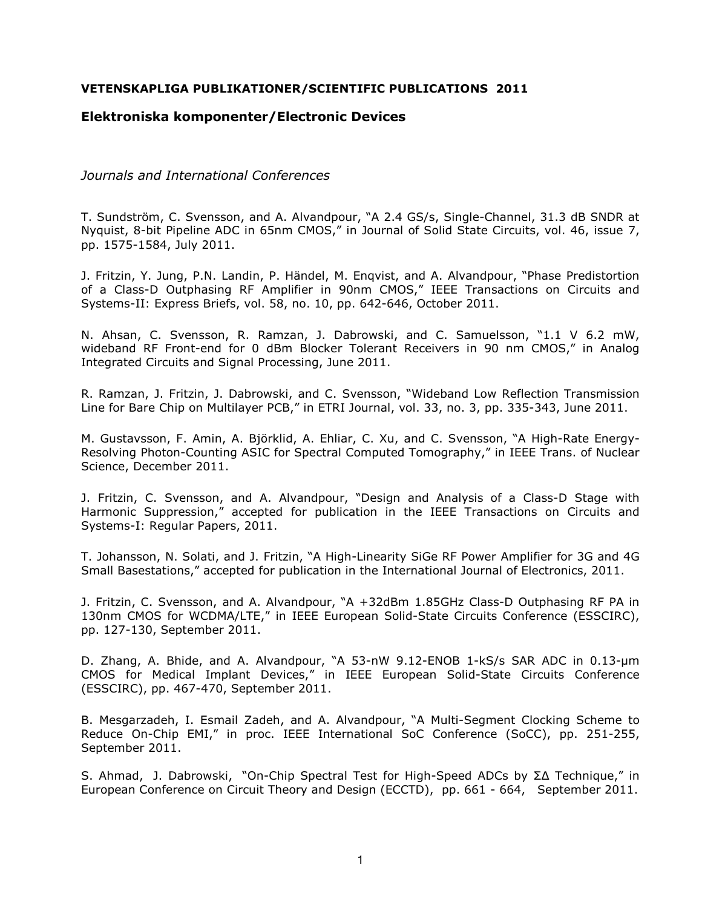**VETENSKAPLIGA PUBLIKATIONER/SCIENTIFIC PUBLICATIONS 2011**

## Elektroniska komponenter/Electronic Devices

### *Journals and International Conferences*

T. Sundström, C. Svensson, and A. Alvandpour, "A 2.4 GS/s, Single-Channel, 31.3 dB SNDR at Nyquist, 8-bit Pipeline ADC in 65nm CMOS," in Journal of Solid State Circuits, vol. 46, issue 7, pp. 1575-1584, July 2011.

J. Fritzin, Y. Jung, P.N. Landin, P. Händel, M. Enqvist, and A. Alvandpour, "Phase Predistortion of a Class-D Outphasing RF Amplifier in 90nm CMOS," IEEE Transactions on Circuits and Systems-II: Express Briefs, vol. 58, no. 10, pp. 642-646, October 2011.

N. Ahsan, C. Svensson, R. Ramzan, J. Dabrowski, and C. Samuelsson, "1.1 V 6.2 mW, wideband RF Front-end for 0 dBm Blocker Tolerant Receivers in 90 nm CMOS," in Analog Integrated Circuits and Signal Processing, June 2011.

R. Ramzan, J. Fritzin, J. Dabrowski, and C. Svensson, "Wideband Low Reflection Transmission Line for Bare Chip on Multilayer PCB," in ETRI Journal, vol. 33, no. 3, pp. 335-343, June 2011.

M. Gustavsson, F. Amin, A. Björklid, A. Ehliar, C. Xu, and C. Svensson, "A High-Rate Energy-Resolving Photon-Counting ASIC for Spectral Computed Tomography," in IEEE Trans. of Nuclear Science, December 2011.

J. Fritzin, C. Svensson, and A. Alvandpour, "Design and Analysis of a Class-D Stage with Harmonic Suppression," accepted for publication in the IEEE Transactions on Circuits and Systems-I: Regular Papers, 2011.

T. Johansson, N. Solati, and J. Fritzin, "A High-Linearity SiGe RF Power Amplifier for 3G and 4G Small Basestations," accepted for publication in the International Journal of Electronics, 2011.

J. Fritzin, C. Svensson, and A. Alvandpour, "A +32dBm 1.85GHz Class-D Outphasing RF PA in 130nm CMOS for WCDMA/LTE," IEEE European Solid-State Circuits Conference (ESSCIRC), pp. 127-130, September 2011.

D. Zhang, A. Bhide, and A. Alvandpour, "A 53-nW 9.12-ENOB 1-kS/s SAR ADC in 0.13-μm CMOS for Medical Implant Devices," in IEEE European Solid-State Circuits Conference (ESSCIRC), pp. 467-470, September 2011.

B. Mesgarzadeh, I. Esmail Zadeh, and A. Alvandpour, "A Multi-Segment Clocking Scheme to Reduce On-Chip EMI," in proc. IEEE International SoC Conference (SoCC), pp. 251-255, September 2011.

S. Ahmad, J. Dabrowski, "On-Chip Spectral Test for High-Speed ADCs by ΣΔ Technique," in European Conference on Circuit Theory and Design (ECCTD), pp. 661 - 664, September 2011.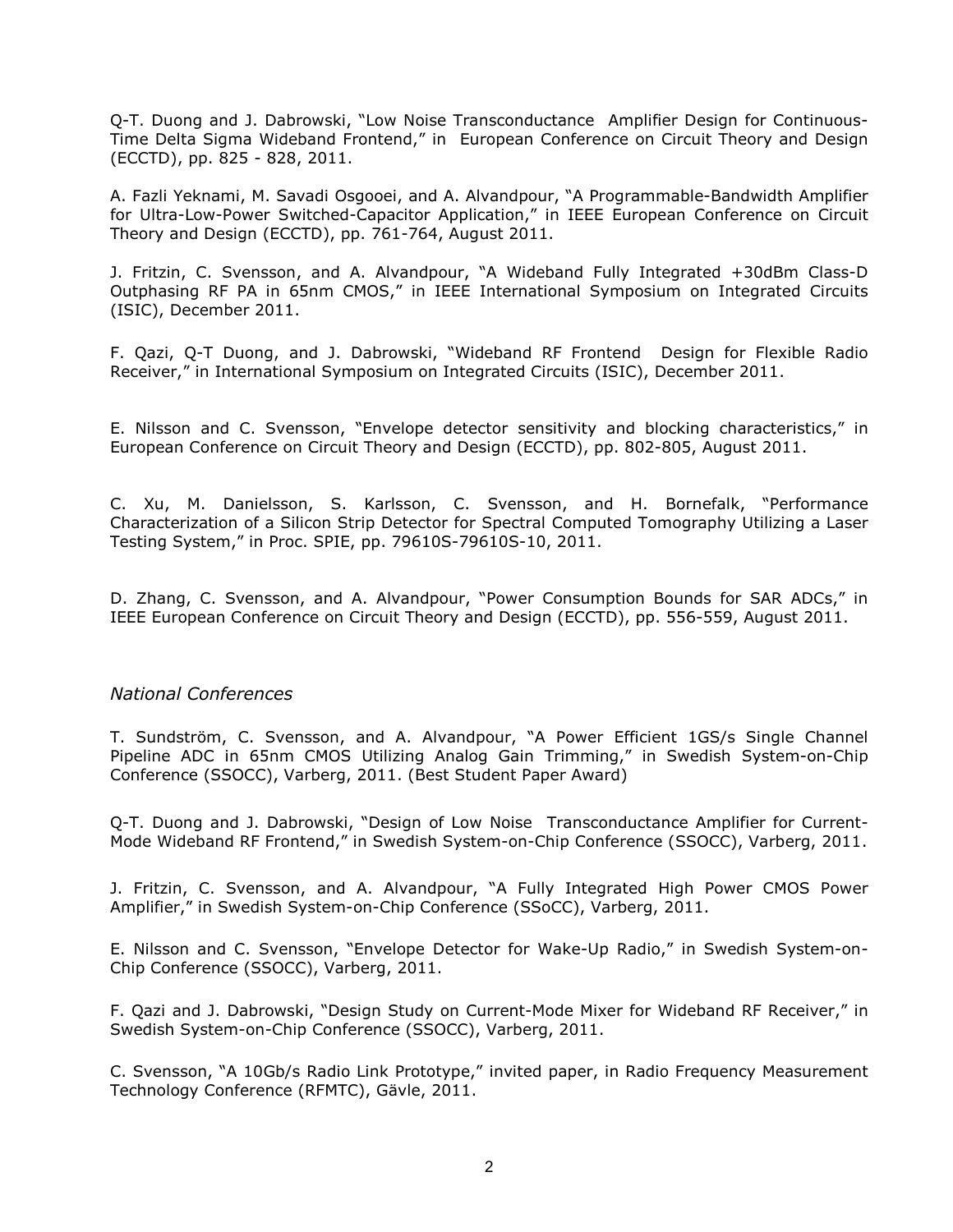Q-T. Duong and J. Dabrowski, “Low Noise Transconductance Amplifier Design for Continuous-Time Delta Sigma Wideband Frontend,” in European Conference on Circuit Theory and Design (ECCTD), pp. 825 - 828, 2011.

A. Fazli Yeknami, M. Savadi Osgooei, and A. Alvandpour, “A Programmable-Bandwidth Amplifier for Ultra-Low-Power Switched-Capacitor Application,” in IEEE European Conference on Circuit Theory and Design (ECCTD), pp. 761-764, August 2011.

J. Fritzin, C. Svensson, and A. Alvandpour, “A Wideband Fully Integrated +30dBm Class-D Outphasing RF PA in 65nm CMOS,” in IEEE International Symposium on Integrated Circuits (ISIC), December 2011.

F. Qazi, Q-T Duong, and J. Dabrowski, “Wideband RF Frontend Design for Flexible Radio Receiver,” in International Symposium on Integrated Circuits (ISIC), December 2011.

E. Nilsson and C. Svensson, “Envelope detector sensitivity and blocking characteristics,” in European Conference on Circuit Theory and Design (ECCTD), pp. 802-805, August 2011.

C. Xu, M. Danielsson, S. Karlsson, C. Svensson, and H. Bornefalk, “Performance Characterization of a Silicon Strip Detector for Spectral Computed Tomography Utilizing a Laser Testing System,” in Proc. SPIE, pp. 79610S-79610S-10, 2011.

D. Zhang, C. Svensson, and A. Alvandpour, “Power Consumption Bounds for SAR ADCs,” in IEEE European Conference on Circuit Theory and Design (ECCTD), pp. 556-559, August 2011.

*National Conferences*

T. Sundström, C. Svensson, and A. Alvandpour, “A Power Efficient 1GS/s Single Channel Pipeline ADC in 65nm CMOS Utilizing Analog Gain Trimming,” in Swedish System-on-Chip Conference (SSOCC), Varberg, 2011. (Best Student Paper Award)

Q-T. Duong and J. Dabrowski, “Design of Low Noise Transconductance Amplifier for Current-Mode Wideband RF Frontend,” in Swedish System-on-Chip Conference (SSOCC), Varberg, 2011.

J. Fritzin, C. Svensson, and A. Alvandpour, “A Fully Integrated High Power CMOS Power Amplifier,” in Swedish System-on-Chip Conference (SSoCC), Varberg, 2011.

E. Nilsson and C. Svensson, “Envelope Detector for Wake-Up Radio,” in Swedish System-on-Chip Conference (SSOCC), Varberg, 2011.

F. Qazi and J. Dabrowski, “Design Study on Current-Mode Mixer for Wideband RF Receiver,” in Swedish System-on-Chip Conference (SSOCC), Varberg, 2011.

C. Svensson, “A 10Gb/s Radio Link Prototype,” invited paper, in Radio Frequency Measurement Technology Conference (RFMTC), Gävle, 2011.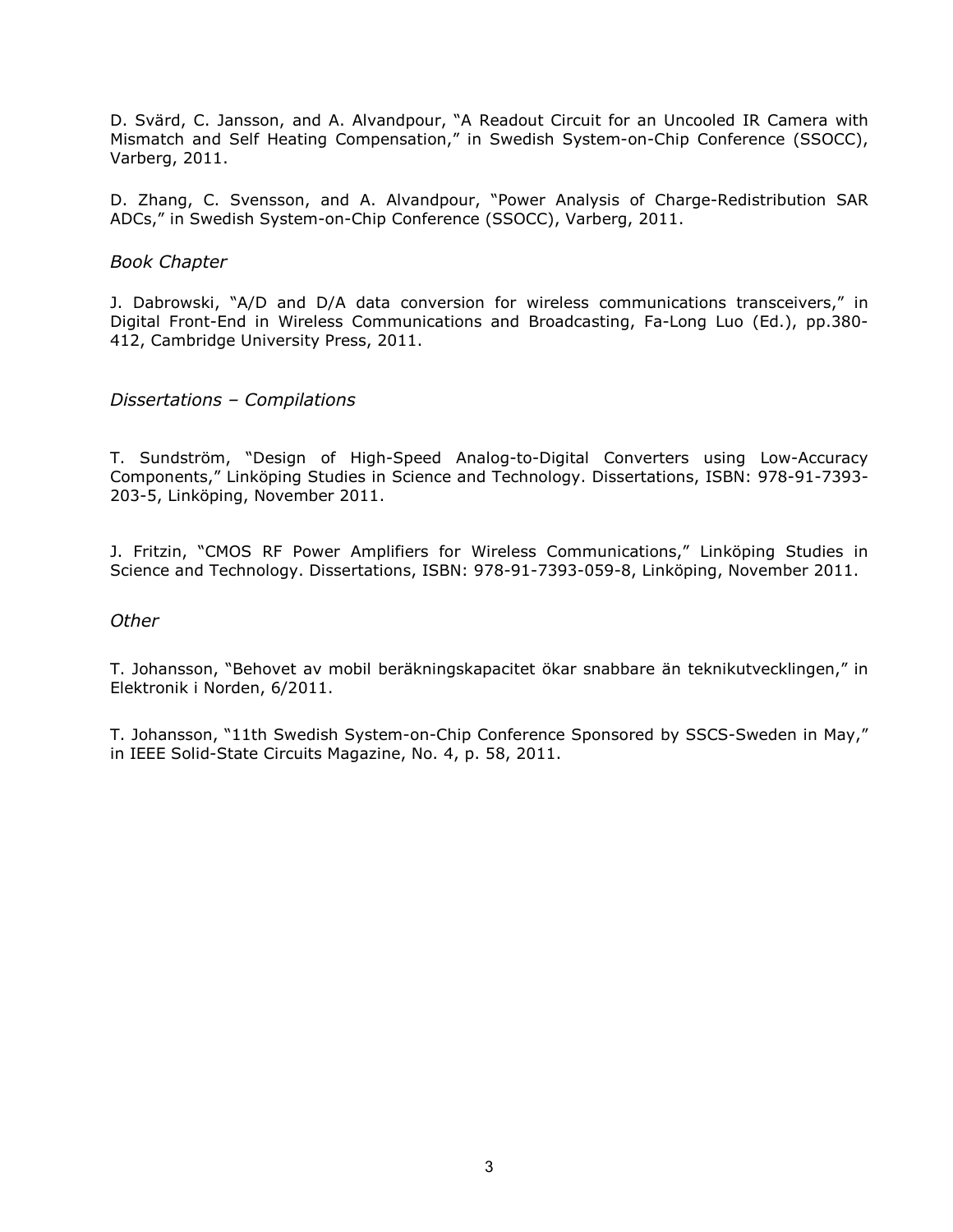D. Svärd, C. Jansson, and A. Alvandpour, "A Readout Circuit for an Uncooled IR Camera with Mismatch and Self Heating Compensation," in Swedish System-on-Chip Conference (SSOCC), Varberg, 2011.

D. Zhang, C. Svensson, and A. Alvandpour, "Power Analysis of Charge-Redistribution SAR ADCs," in Swedish System-on-Chip Conference (SSOCC), Varberg, 2011.

*Book Chapter*

J. Dabrowski, "A/D and D/A data conversion for wireless communications transceivers," in Digital Front-End in Wireless Communications and Broadcasting, Fa-Long Luo (Ed.), pp.380-412, Cambridge University Press, 2011.

*Dissertations – Compilations*

T. Sundström, "Design of High-Speed Analog-to-Digital Converters using Low-Accuracy Components," Linköping Studies in Science and Technology. Dissertations, ISBN: 978-91-7393-203-5, Linköping, November 2011.

J. Fritzin, "CMOS RF Power Amplifiers for Wireless Communications," Linköping Studies in Science and Technology. Dissertations, ISBN: 978-91-7393-059-8, Linköping, November 2011.

*Other*

T. Johansson, "Behovet av mobil beräkningskapacitet ökar snabbare än teknikutvecklingen," in Elektronik i Norden, 6/2011.

T. Johansson, "11th Swedish System-on-Chip Conference Sponsored by SSCS-Sweden in May," in IEEE Solid-State Circuits Magazine, No. 4, p. 58, 2011.